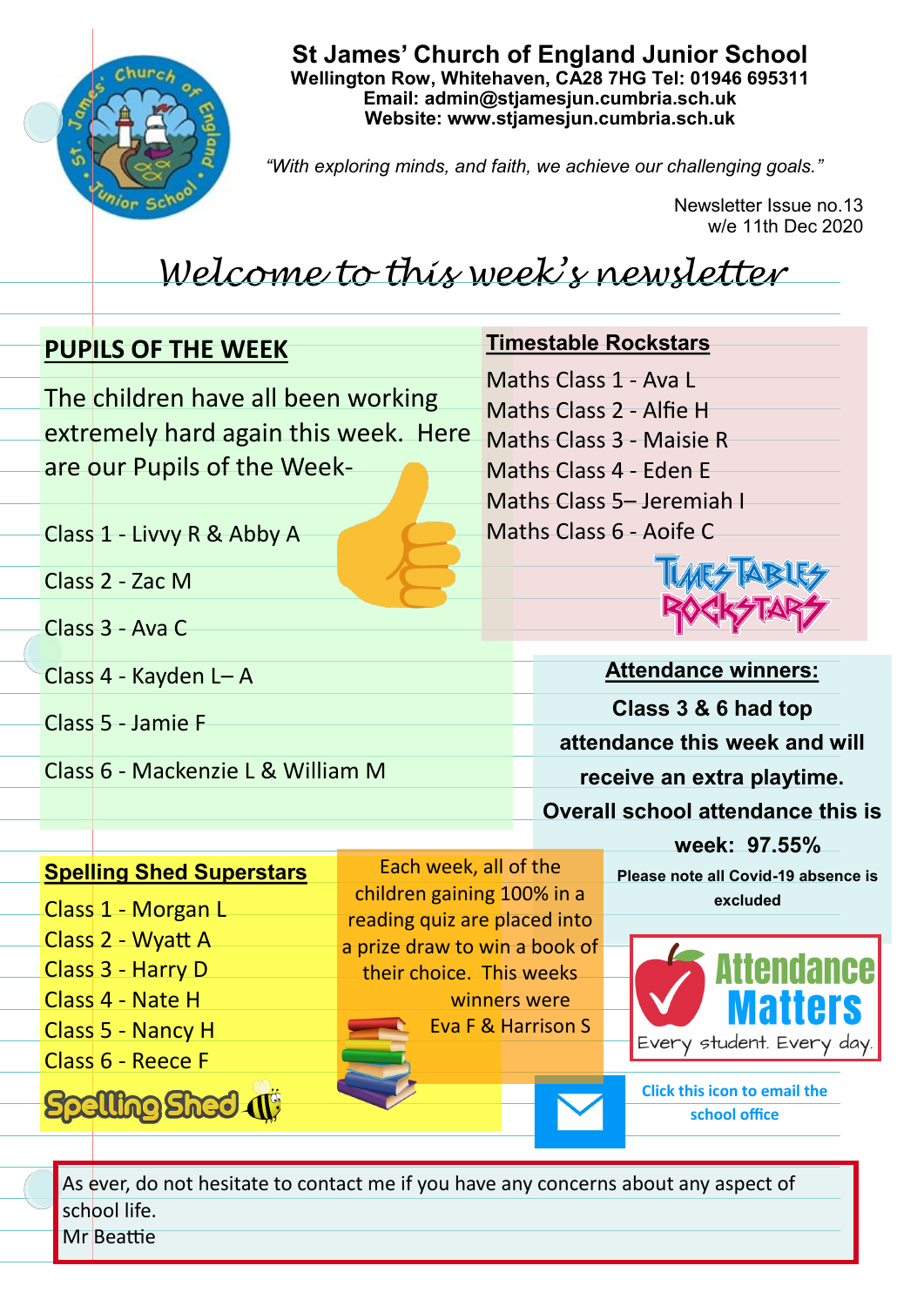# St James' Church of England Junior School

**Wellington Row, Whitehaven, CA28 7HG Tel: 01946 695311**
**Email: admin@stjamesjun.cumbria.sch.uk**
**Website: www.stjamesjun.cumbria.sch.uk**

*"With exploring minds, and faith, we achieve our challenging goals."*

Newsletter Issue no.13
w/e 11th Dec 2020

## *Welcome to this week's newsletter*

## PUPILS OF THE WEEK

The children have all been working extremely hard again this week. Here are our Pupils of the Week-

Class 1 - Livvy R & Abby A

Class 2 - Zac M

Class 3 - Ava C

Class 4 - Kayden L– A

Class 5 - Jamie F

Class 6 - Mackenzie L & William M

## Timestable Rockstars

Maths Class 1 - Ava L
Maths Class 2 - Alfie H
Maths Class 3 - Maisie R
Maths Class 4 - Eden E
Maths Class 5– Jeremiah I
Maths Class 6 - Aoife C

## Attendance winners:

**Class 3 & 6 had top attendance this week and will receive an extra playtime.**

**Overall school attendance this is week: 97.55%**

**Please note all Covid-19 absence is excluded**

Attendance Matters
Every student. Every day.

## Spelling Shed Superstars

Class 1 - Morgan L
Class 2 - Wyatt A
Class 3 - Harry D
Class 4 - Nate H
Class 5 - Nancy H
Class 6 - Reece F

Each week, all of the children gaining 100% in a reading quiz are placed into a prize draw to win a book of their choice. This weeks winners were Eva F & Harrison S

**Click this icon to email the school office**

As ever, do not hesitate to contact me if you have any concerns about any aspect of school life.
Mr Beattie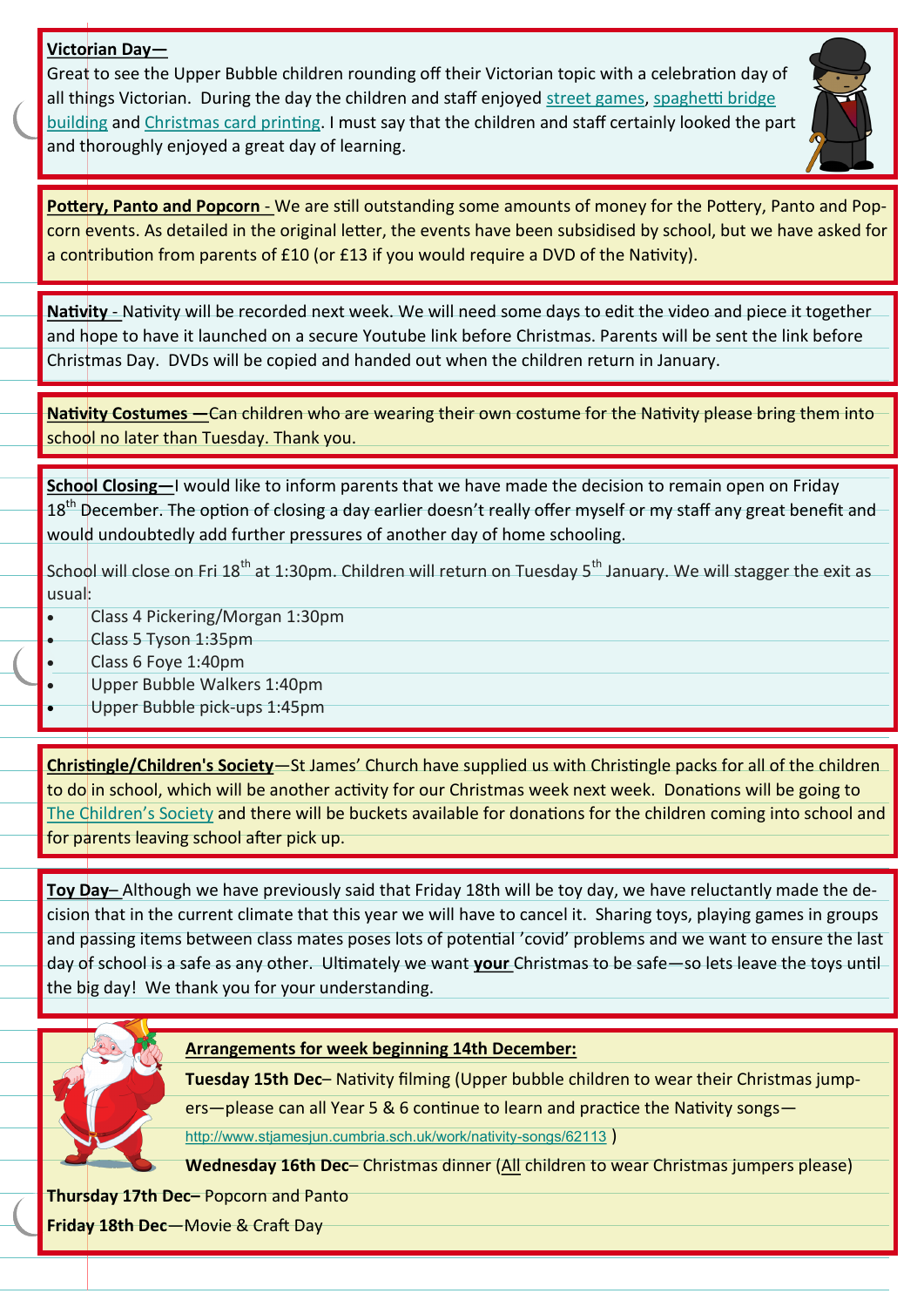**Victorian Day—**

Great to see the Upper Bubble children rounding off their Victorian topic with a celebration day of all things Victorian. During the day the children and staff enjoyed street games, spaghetti bridge building and Christmas card printing. I must say that the children and staff certainly looked the part and thoroughly enjoyed a great day of learning.

**Pottery, Panto and Popcorn** - We are still outstanding some amounts of money for the Pottery, Panto and Popcorn events. As detailed in the original letter, the events have been subsidised by school, but we have asked for a contribution from parents of £10 (or £13 if you would require a DVD of the Nativity).

**Nativity** - Nativity will be recorded next week. We will need some days to edit the video and piece it together and hope to have it launched on a secure Youtube link before Christmas. Parents will be sent the link before Christmas Day. DVDs will be copied and handed out when the children return in January.

**Nativity Costumes —**Can children who are wearing their own costume for the Nativity please bring them into school no later than Tuesday. Thank you.

**School Closing—**I would like to inform parents that we have made the decision to remain open on Friday 18th December. The option of closing a day earlier doesn't really offer myself or my staff any great benefit and would undoubtedly add further pressures of another day of home schooling.

School will close on Fri 18th at 1:30pm. Children will return on Tuesday 5th January. We will stagger the exit as usual:

- Class 4 Pickering/Morgan 1:30pm
- Class 5 Tyson 1:35pm
- Class 6 Foye 1:40pm
- Upper Bubble Walkers 1:40pm
- Upper Bubble pick-ups 1:45pm

**Christingle/Children's Society**—St James' Church have supplied us with Christingle packs for all of the children to do in school, which will be another activity for our Christmas week next week. Donations will be going to The Children's Society and there will be buckets available for donations for the children coming into school and for parents leaving school after pick up.

**Toy Day**– Although we have previously said that Friday 18th will be toy day, we have reluctantly made the decision that in the current climate that this year we will have to cancel it. Sharing toys, playing games in groups and passing items between class mates poses lots of potential 'covid' problems and we want to ensure the last day of school is a safe as any other. Ultimately we want **your** Christmas to be safe—so lets leave the toys until the big day! We thank you for your understanding.

**Arrangements for week beginning 14th December:**

**Tuesday 15th Dec**– Nativity filming (Upper bubble children to wear their Christmas jumpers—please can all Year 5 & 6 continue to learn and practice the Nativity songs—http://www.stjamesjun.cumbria.sch.uk/work/nativity-songs/62113 )

**Wednesday 16th Dec**– Christmas dinner (All children to wear Christmas jumpers please)

**Thursday 17th Dec–** Popcorn and Panto

**Friday 18th Dec**—Movie & Craft Day